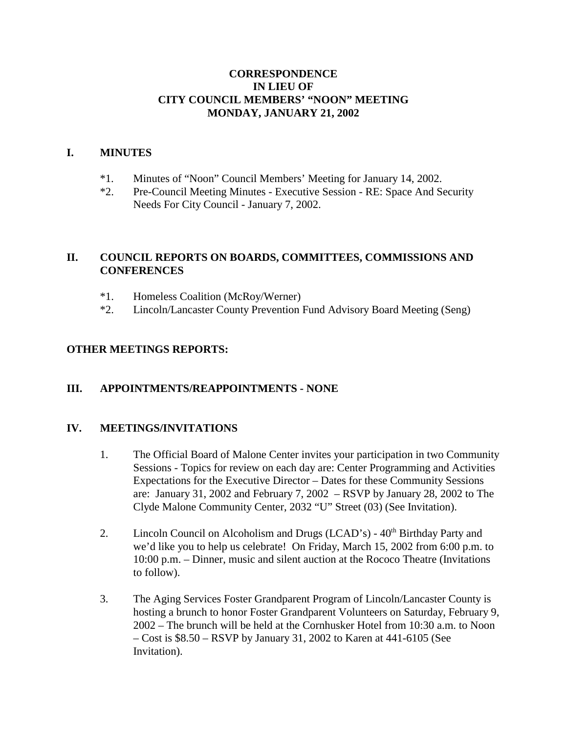# CORRESPONDENCE
# IN LIEU OF
# CITY COUNCIL MEMBERS' "NOON" MEETING
# MONDAY, JANUARY 21, 2002

## I. MINUTES

*1. Minutes of "Noon" Council Members' Meeting for January 14, 2002.

*2. Pre-Council Meeting Minutes - Executive Session - RE: Space And Security Needs For City Council - January 7, 2002.

## II. COUNCIL REPORTS ON BOARDS, COMMITTEES, COMMISSIONS AND CONFERENCES

*1. Homeless Coalition (McRoy/Werner)

*2. Lincoln/Lancaster County Prevention Fund Advisory Board Meeting (Seng)

## OTHER MEETINGS REPORTS:

## III. APPOINTMENTS/REAPPOINTMENTS - NONE

## IV. MEETINGS/INVITATIONS

1. The Official Board of Malone Center invites your participation in two Community Sessions - Topics for review on each day are: Center Programming and Activities Expectations for the Executive Director – Dates for these Community Sessions are: January 31, 2002 and February 7, 2002 – RSVP by January 28, 2002 to The Clyde Malone Community Center, 2032 "U" Street (03) (See Invitation).

2. Lincoln Council on Alcoholism and Drugs (LCAD's) - 40th Birthday Party and we'd like you to help us celebrate! On Friday, March 15, 2002 from 6:00 p.m. to 10:00 p.m. – Dinner, music and silent auction at the Rococo Theatre (Invitations to follow).

3. The Aging Services Foster Grandparent Program of Lincoln/Lancaster County is hosting a brunch to honor Foster Grandparent Volunteers on Saturday, February 9, 2002 – The brunch will be held at the Cornhusker Hotel from 10:30 a.m. to Noon – Cost is $8.50 – RSVP by January 31, 2002 to Karen at 441-6105 (See Invitation).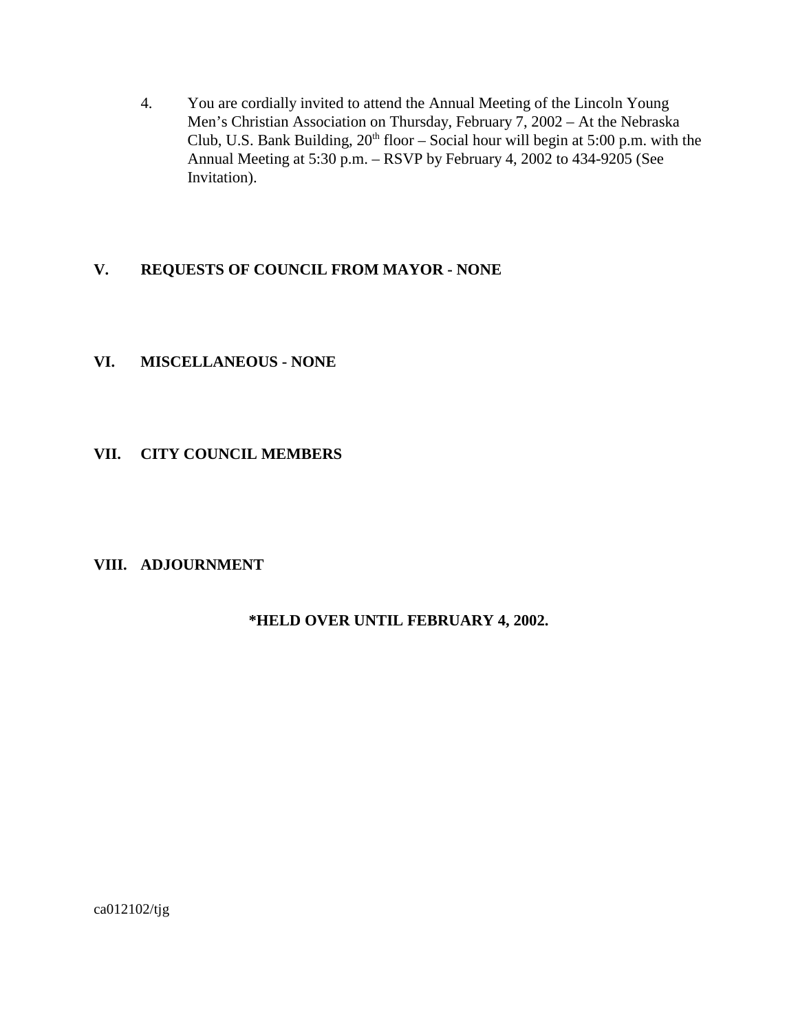4. You are cordially invited to attend the Annual Meeting of the Lincoln Young Men's Christian Association on Thursday, February 7, 2002 – At the Nebraska Club, U.S. Bank Building, 20th floor – Social hour will begin at 5:00 p.m. with the Annual Meeting at 5:30 p.m. – RSVP by February 4, 2002 to 434-9205 (See Invitation).

## V. REQUESTS OF COUNCIL FROM MAYOR - NONE

## VI. MISCELLANEOUS - NONE

## VII. CITY COUNCIL MEMBERS

## VIII. ADJOURNMENT

**\*HELD OVER UNTIL FEBRUARY 4, 2002.**

ca012102/tjg